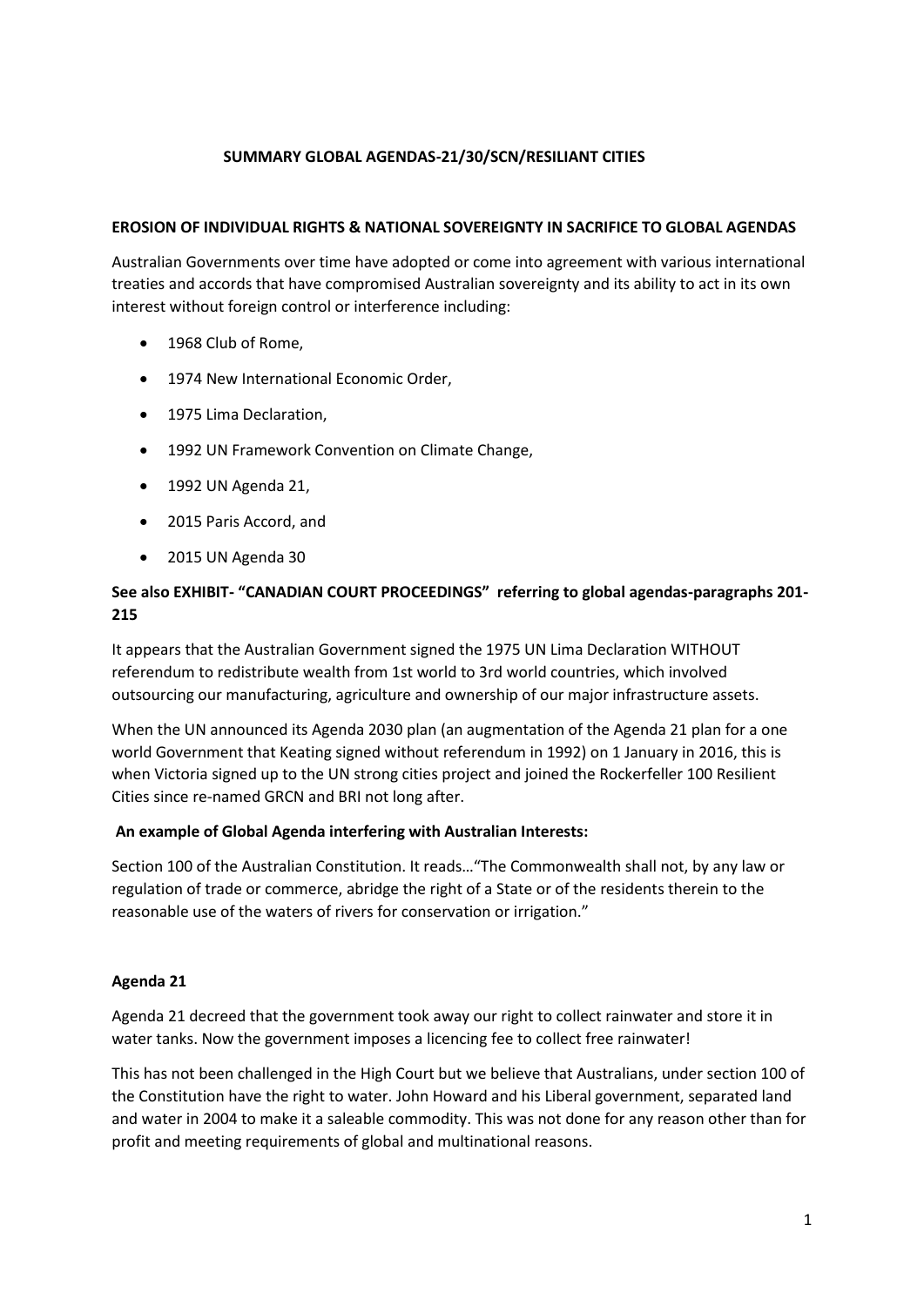## SUMMARY GLOBAL AGENDAS-21/30/SCN/RESILIANT CITIES

### EROSION OF INDIVIDUAL RIGHTS & NATIONAL SOVEREIGNTY IN SACRIFICE TO GLOBAL AGENDAS

Australian Governments over time have adopted or come into agreement with various international treaties and accords that have compromised Australian sovereignty and its ability to act in its own interest without foreign control or interference including:

- 1968 Club of Rome,
- 1974 New International Economic Order,
- 1975 Lima Declaration,
- 1992 UN Framework Convention on Climate Change,
- 1992 UN Agenda 21,
- 2015 Paris Accord, and
- 2015 UN Agenda 30

**See also EXHIBIT- "CANADIAN COURT PROCEEDINGS" referring to global agendas-paragraphs 201-215**

It appears that the Australian Government signed the 1975 UN Lima Declaration WITHOUT referendum to redistribute wealth from 1st world to 3rd world countries, which involved outsourcing our manufacturing, agriculture and ownership of our major infrastructure assets.

When the UN announced its Agenda 2030 plan (an augmentation of the Agenda 21 plan for a one world Government that Keating signed without referendum in 1992) on 1 January in 2016, this is when Victoria signed up to the UN strong cities project and joined the Rockerfeller 100 Resilient Cities since re-named GRCN and BRI not long after.

**An example of Global Agenda interfering with Australian Interests:**

Section 100 of the Australian Constitution. It reads…"The Commonwealth shall not, by any law or regulation of trade or commerce, abridge the right of a State or of the residents therein to the reasonable use of the waters of rivers for conservation or irrigation."

**Agenda 21**

Agenda 21 decreed that the government took away our right to collect rainwater and store it in water tanks. Now the government imposes a licencing fee to collect free rainwater!

This has not been challenged in the High Court but we believe that Australians, under section 100 of the Constitution have the right to water. John Howard and his Liberal government, separated land and water in 2004 to make it a saleable commodity. This was not done for any reason other than for profit and meeting requirements of global and multinational reasons.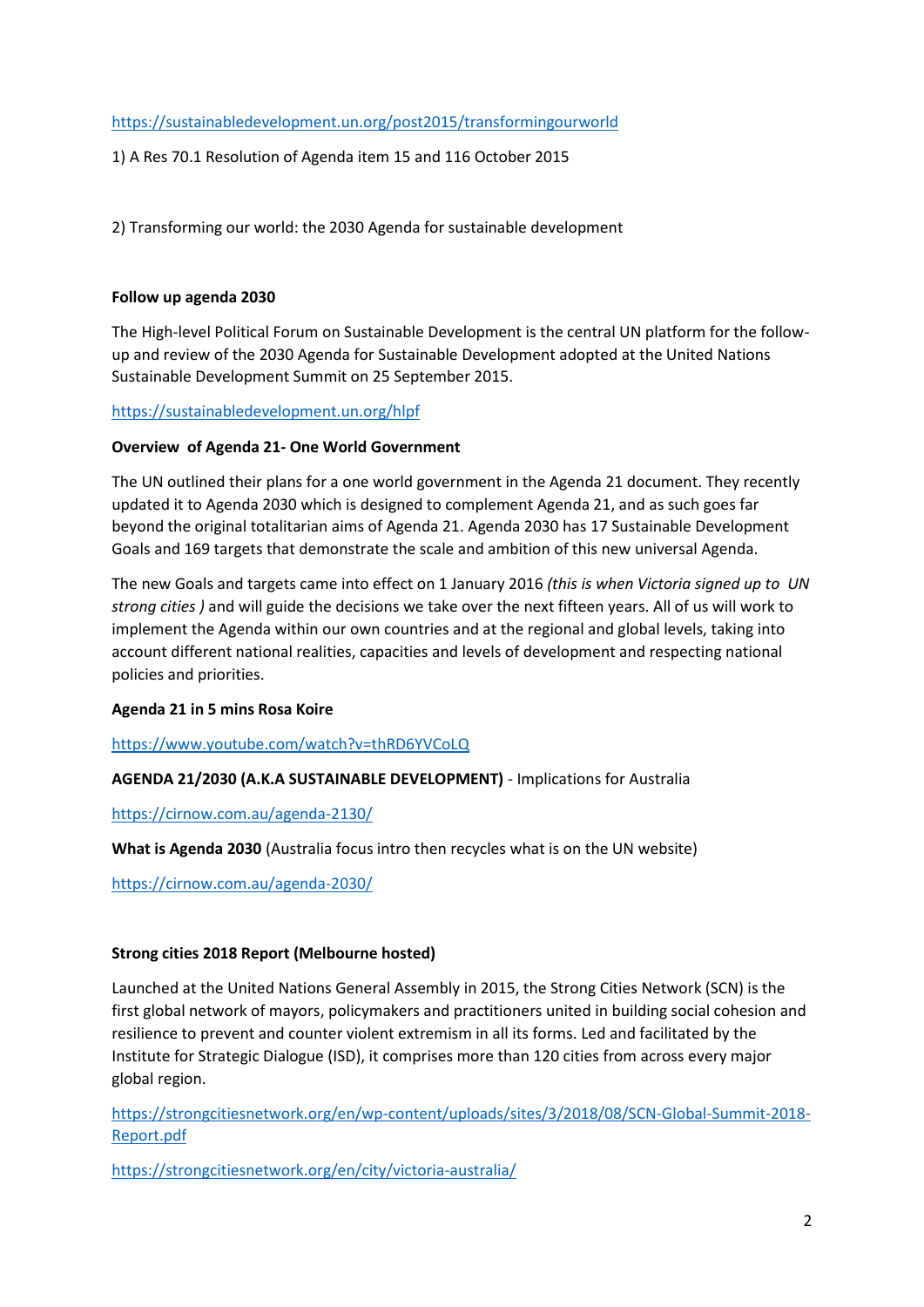https://sustainabledevelopment.un.org/post2015/transformingourworld

1) A Res 70.1 Resolution of Agenda item 15 and 116 October 2015

2) Transforming our world: the 2030 Agenda for sustainable development

**Follow up agenda 2030**

The High-level Political Forum on Sustainable Development is the central UN platform for the follow-up and review of the 2030 Agenda for Sustainable Development adopted at the United Nations Sustainable Development Summit on 25 September 2015.

https://sustainabledevelopment.un.org/hlpf

**Overview of Agenda 21- One World Government**

The UN outlined their plans for a one world government in the Agenda 21 document. They recently updated it to Agenda 2030 which is designed to complement Agenda 21, and as such goes far beyond the original totalitarian aims of Agenda 21. Agenda 2030 has 17 Sustainable Development Goals and 169 targets that demonstrate the scale and ambition of this new universal Agenda.

The new Goals and targets came into effect on 1 January 2016 *(this is when Victoria signed up to UN strong cities )* and will guide the decisions we take over the next fifteen years. All of us will work to implement the Agenda within our own countries and at the regional and global levels, taking into account different national realities, capacities and levels of development and respecting national policies and priorities.

**Agenda 21 in 5 mins Rosa Koire**

https://www.youtube.com/watch?v=thRD6YVCoLQ

**AGENDA 21/2030 (A.K.A SUSTAINABLE DEVELOPMENT)** - Implications for Australia

https://cirnow.com.au/agenda-2130/

**What is Agenda 2030** (Australia focus intro then recycles what is on the UN website)

https://cirnow.com.au/agenda-2030/

**Strong cities 2018 Report (Melbourne hosted)**

Launched at the United Nations General Assembly in 2015, the Strong Cities Network (SCN) is the first global network of mayors, policymakers and practitioners united in building social cohesion and resilience to prevent and counter violent extremism in all its forms. Led and facilitated by the Institute for Strategic Dialogue (ISD), it comprises more than 120 cities from across every major global region.

https://strongcitiesnetwork.org/en/wp-content/uploads/sites/3/2018/08/SCN-Global-Summit-2018-Report.pdf

https://strongcitiesnetwork.org/en/city/victoria-australia/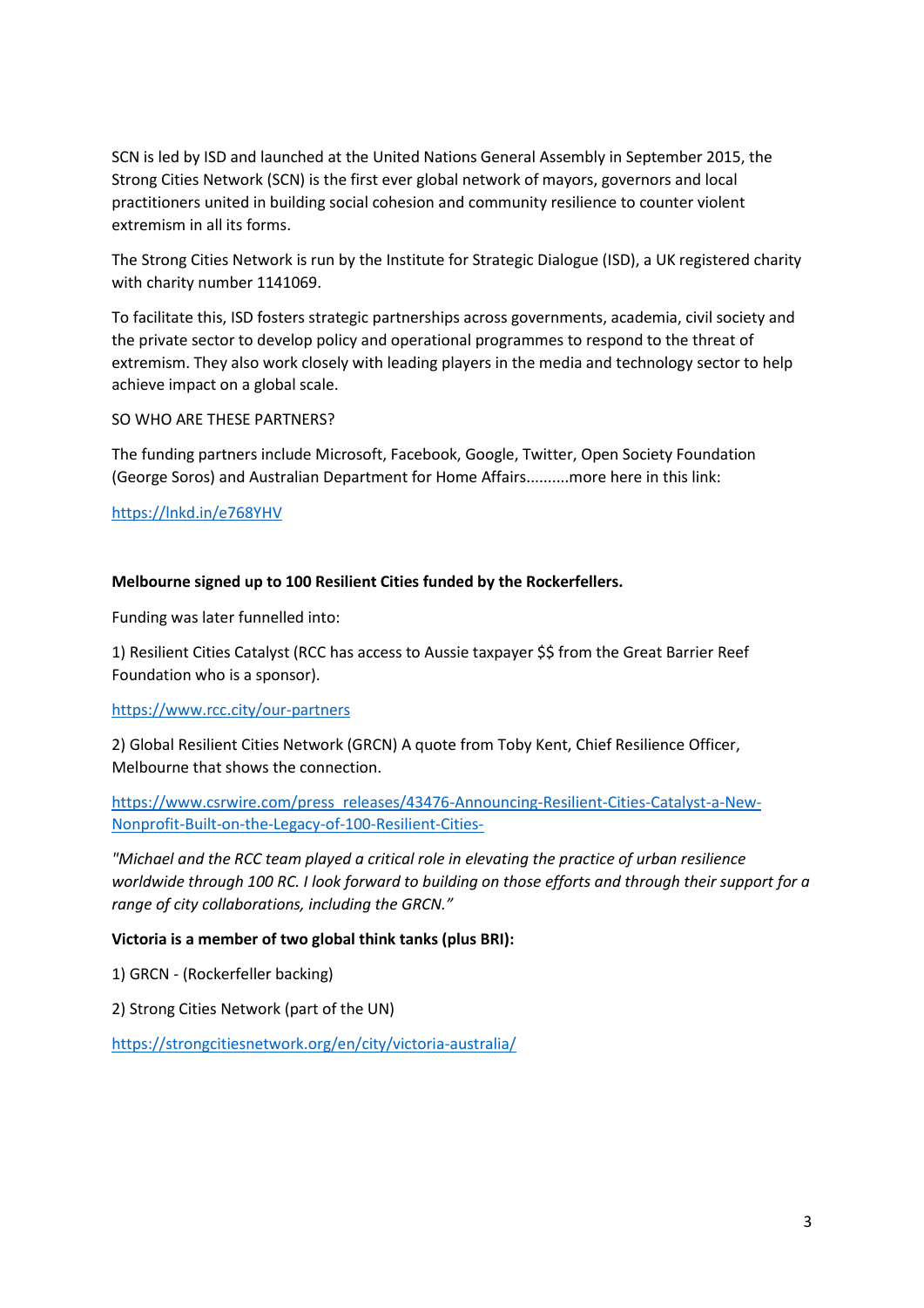SCN is led by ISD and launched at the United Nations General Assembly in September 2015, the Strong Cities Network (SCN) is the first ever global network of mayors, governors and local practitioners united in building social cohesion and community resilience to counter violent extremism in all its forms.

The Strong Cities Network is run by the Institute for Strategic Dialogue (ISD), a UK registered charity with charity number 1141069.

To facilitate this, ISD fosters strategic partnerships across governments, academia, civil society and the private sector to develop policy and operational programmes to respond to the threat of extremism. They also work closely with leading players in the media and technology sector to help achieve impact on a global scale.

SO WHO ARE THESE PARTNERS?

The funding partners include Microsoft, Facebook, Google, Twitter, Open Society Foundation (George Soros) and Australian Department for Home Affairs..........more here in this link:

https://lnkd.in/e768YHV

**Melbourne signed up to 100 Resilient Cities funded by the Rockerfellers.**

Funding was later funnelled into:

1) Resilient Cities Catalyst (RCC has access to Aussie taxpayer $$ from the Great Barrier Reef Foundation who is a sponsor).

https://www.rcc.city/our-partners

2) Global Resilient Cities Network (GRCN) A quote from Toby Kent, Chief Resilience Officer, Melbourne that shows the connection.

https://www.csrwire.com/press_releases/43476-Announcing-Resilient-Cities-Catalyst-a-New-Nonprofit-Built-on-the-Legacy-of-100-Resilient-Cities-

*"Michael and the RCC team played a critical role in elevating the practice of urban resilience worldwide through 100 RC. I look forward to building on those efforts and through their support for a range of city collaborations, including the GRCN."*

**Victoria is a member of two global think tanks (plus BRI):**

1) GRCN - (Rockerfeller backing)

2) Strong Cities Network (part of the UN)

https://strongcitiesnetwork.org/en/city/victoria-australia/